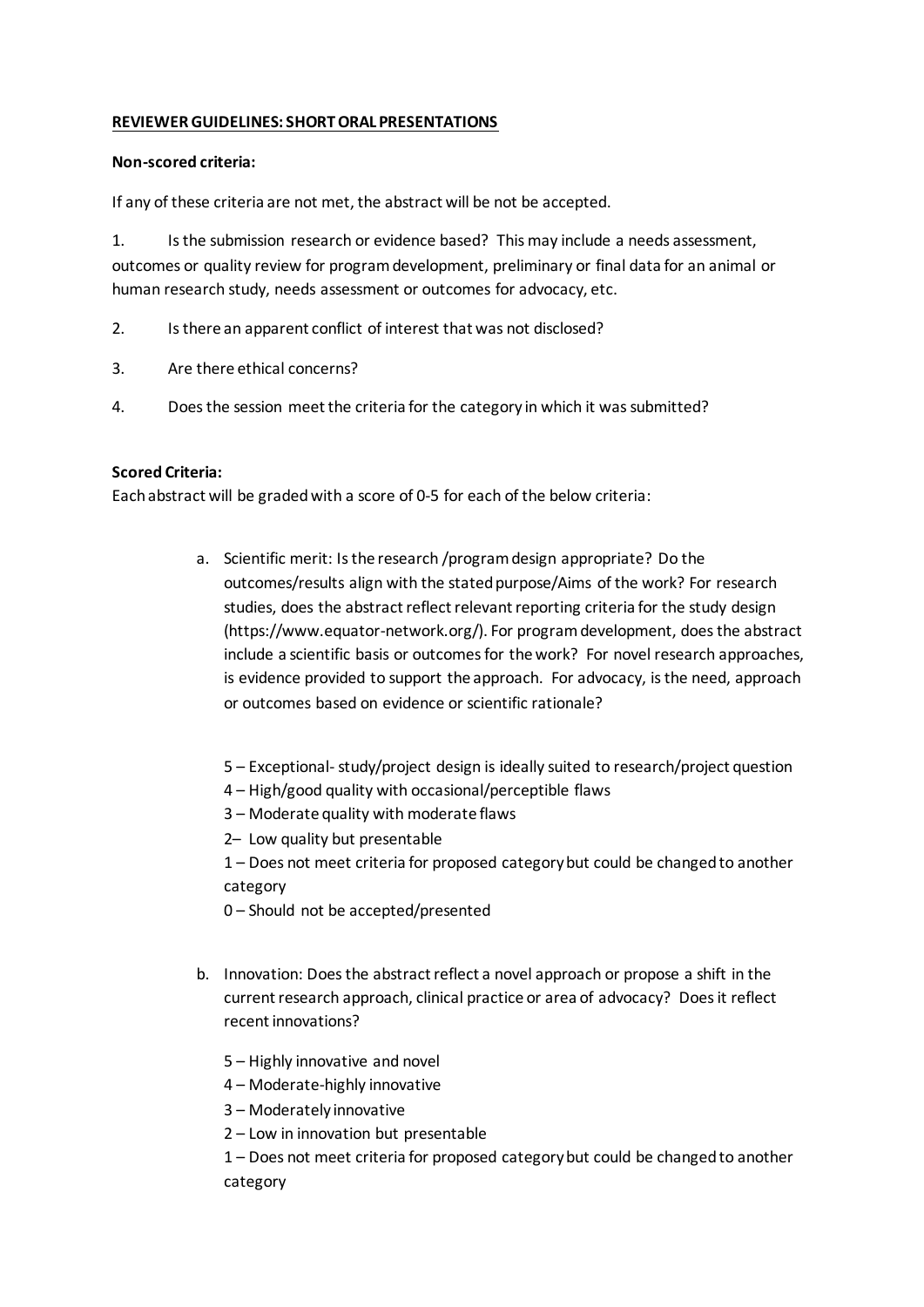**REVIEWER GUIDELINES: SHORT ORAL PRESENTATIONS**

**Non-scored criteria:**

If any of these criteria are not met, the abstract will be not be accepted.

1. Is the submission research or evidence based? This may include a needs assessment, outcomes or quality review for program development, preliminary or final data for an animal or human research study, needs assessment or outcomes for advocacy, etc.
2. Is there an apparent conflict of interest that was not disclosed?
3. Are there ethical concerns?
4. Does the session meet the criteria for the category in which it was submitted?

**Scored Criteria:**

Each abstract will be graded with a score of 0-5 for each of the below criteria:

a. Scientific merit: Is the research /program design appropriate? Do the outcomes/results align with the stated purpose/Aims of the work? For research studies, does the abstract reflect relevant reporting criteria for the study design (https://www.equator-network.org/). For program development, does the abstract include a scientific basis or outcomes for the work? For novel research approaches, is evidence provided to support the approach. For advocacy, is the need, approach or outcomes based on evidence or scientific rationale?

   5 – Exceptional- study/project design is ideally suited to research/project question
   4 – High/good quality with occasional/perceptible flaws
   3 – Moderate quality with moderate flaws
   2– Low quality but presentable
   1 – Does not meet criteria for proposed category but could be changed to another category
   0 – Should not be accepted/presented

b. Innovation: Does the abstract reflect a novel approach or propose a shift in the current research approach, clinical practice or area of advocacy? Does it reflect recent innovations?

   5 – Highly innovative and novel
   4 – Moderate-highly innovative
   3 – Moderately innovative
   2 – Low in innovation but presentable
   1 – Does not meet criteria for proposed category but could be changed to another category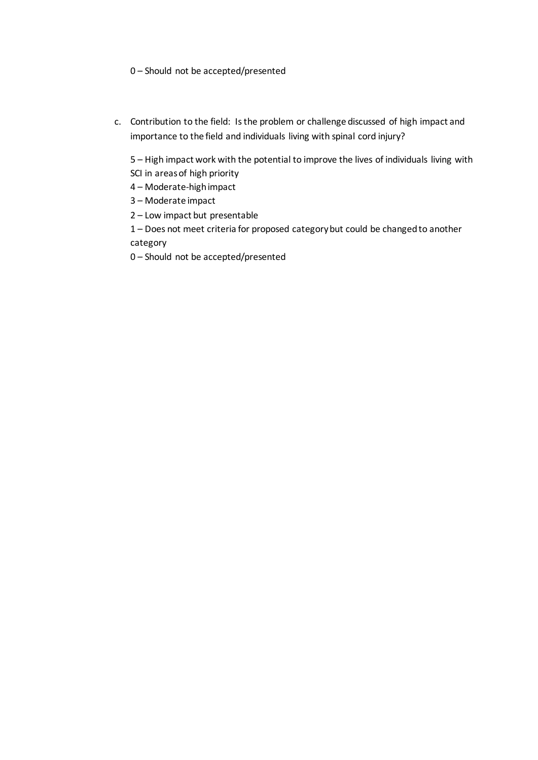0 – Should not be accepted/presented

c. Contribution to the field: Is the problem or challenge discussed of high impact and importance to the field and individuals living with spinal cord injury?

   5 – High impact work with the potential to improve the lives of individuals living with SCI in areas of high priority
   4 – Moderate-high impact
   3 – Moderate impact
   2 – Low impact but presentable
   1 – Does not meet criteria for proposed category but could be changed to another category
   0 – Should not be accepted/presented